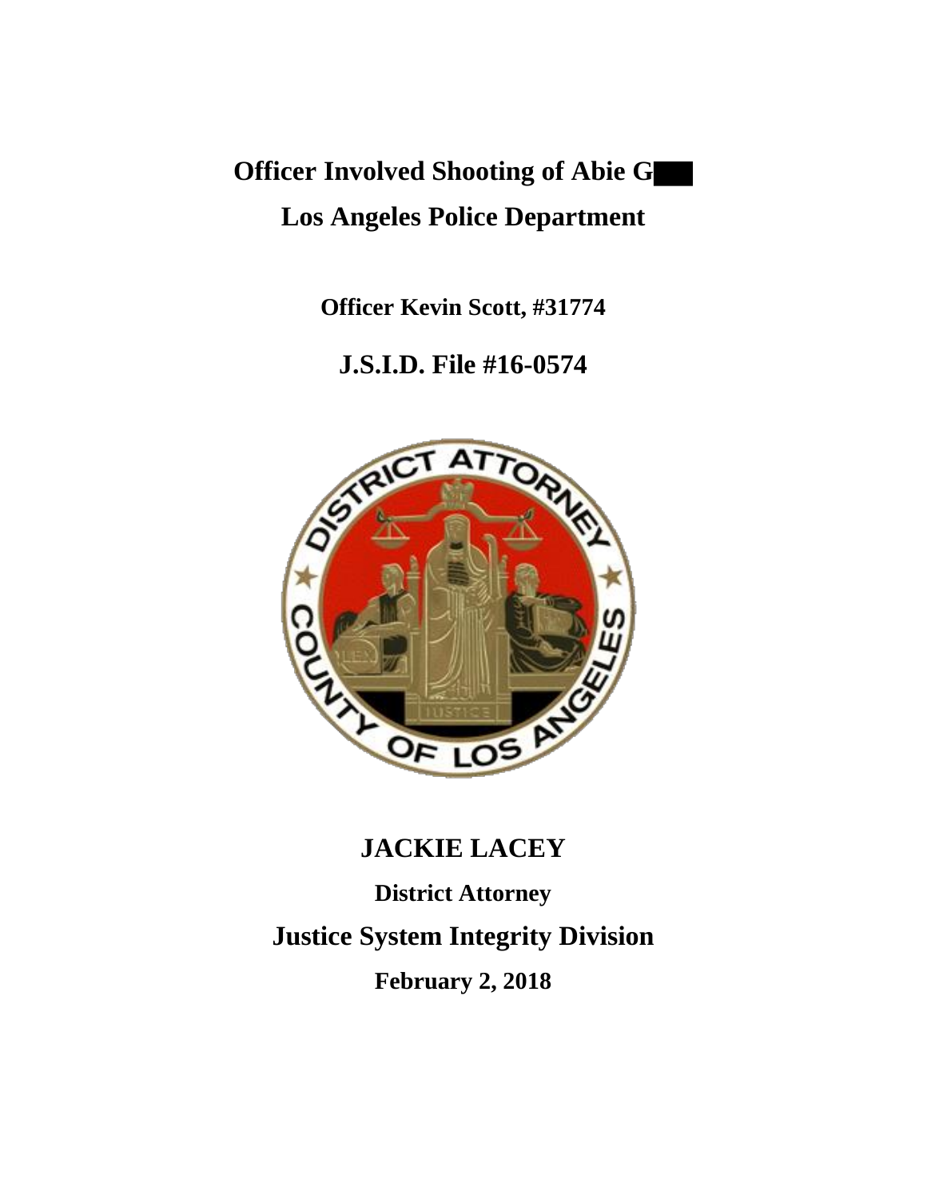# Officer Involved Shooting of Abie G

## Los Angeles Police Department

**Officer Kevin Scott, #31774**

## J.S.I.D. File #16-0574

## JACKIE LACEY

**District Attorney**

## Justice System Integrity Division

**February 2, 2018**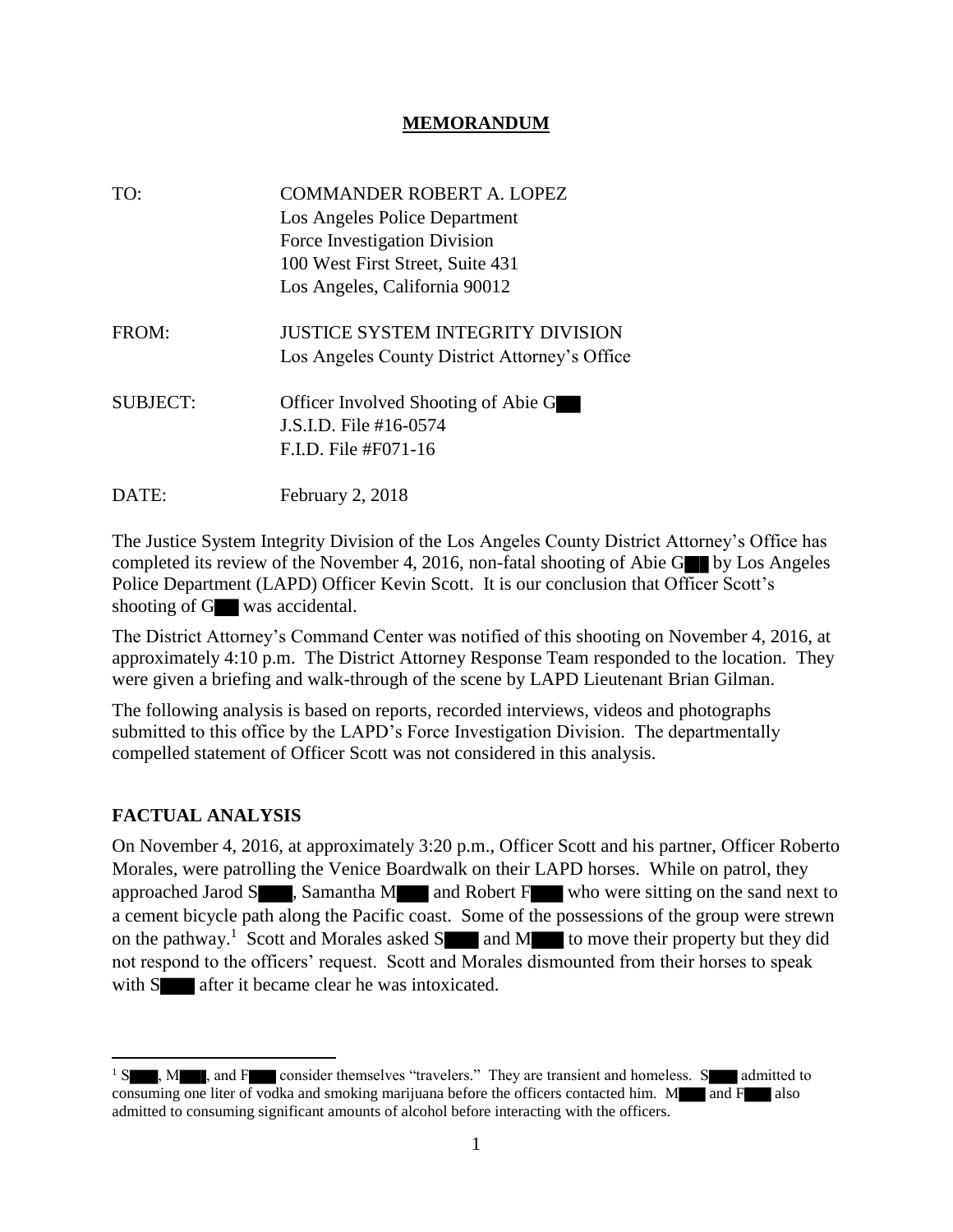# MEMORANDUM

| | |
|---|---|
| TO: | COMMANDER ROBERT A. LOPEZ<br>Los Angeles Police Department<br>Force Investigation Division<br>100 West First Street, Suite 431<br>Los Angeles, California 90012 |
| FROM: | JUSTICE SYSTEM INTEGRITY DIVISION<br>Los Angeles County District Attorney's Office |
| SUBJECT: | Officer Involved Shooting of Abie G██<br>J.S.I.D. File #16-0574<br>F.I.D. File #F071-16 |
| DATE: | February 2, 2018 |

The Justice System Integrity Division of the Los Angeles County District Attorney's Office has completed its review of the November 4, 2016, non-fatal shooting of Abie G██ by Los Angeles Police Department (LAPD) Officer Kevin Scott. It is our conclusion that Officer Scott's shooting of G██ was accidental.

The District Attorney's Command Center was notified of this shooting on November 4, 2016, at approximately 4:10 p.m. The District Attorney Response Team responded to the location. They were given a briefing and walk-through of the scene by LAPD Lieutenant Brian Gilman.

The following analysis is based on reports, recorded interviews, videos and photographs submitted to this office by the LAPD's Force Investigation Division. The departmentally compelled statement of Officer Scott was not considered in this analysis.

## FACTUAL ANALYSIS

On November 4, 2016, at approximately 3:20 p.m., Officer Scott and his partner, Officer Roberto Morales, were patrolling the Venice Boardwalk on their LAPD horses. While on patrol, they approached Jarod S███, Samantha M███ and Robert F███ who were sitting on the sand next to a cement bicycle path along the Pacific coast. Some of the possessions of the group were strewn on the pathway.[1] Scott and Morales asked S███ and M███ to move their property but they did not respond to the officers' request. Scott and Morales dismounted from their horses to speak with S███ after it became clear he was intoxicated.

---

[1] S███, M███, and F███ consider themselves "travelers." They are transient and homeless. S███ admitted to consuming one liter of vodka and smoking marijuana before the officers contacted him. M███ and F███ also admitted to consuming significant amounts of alcohol before interacting with the officers.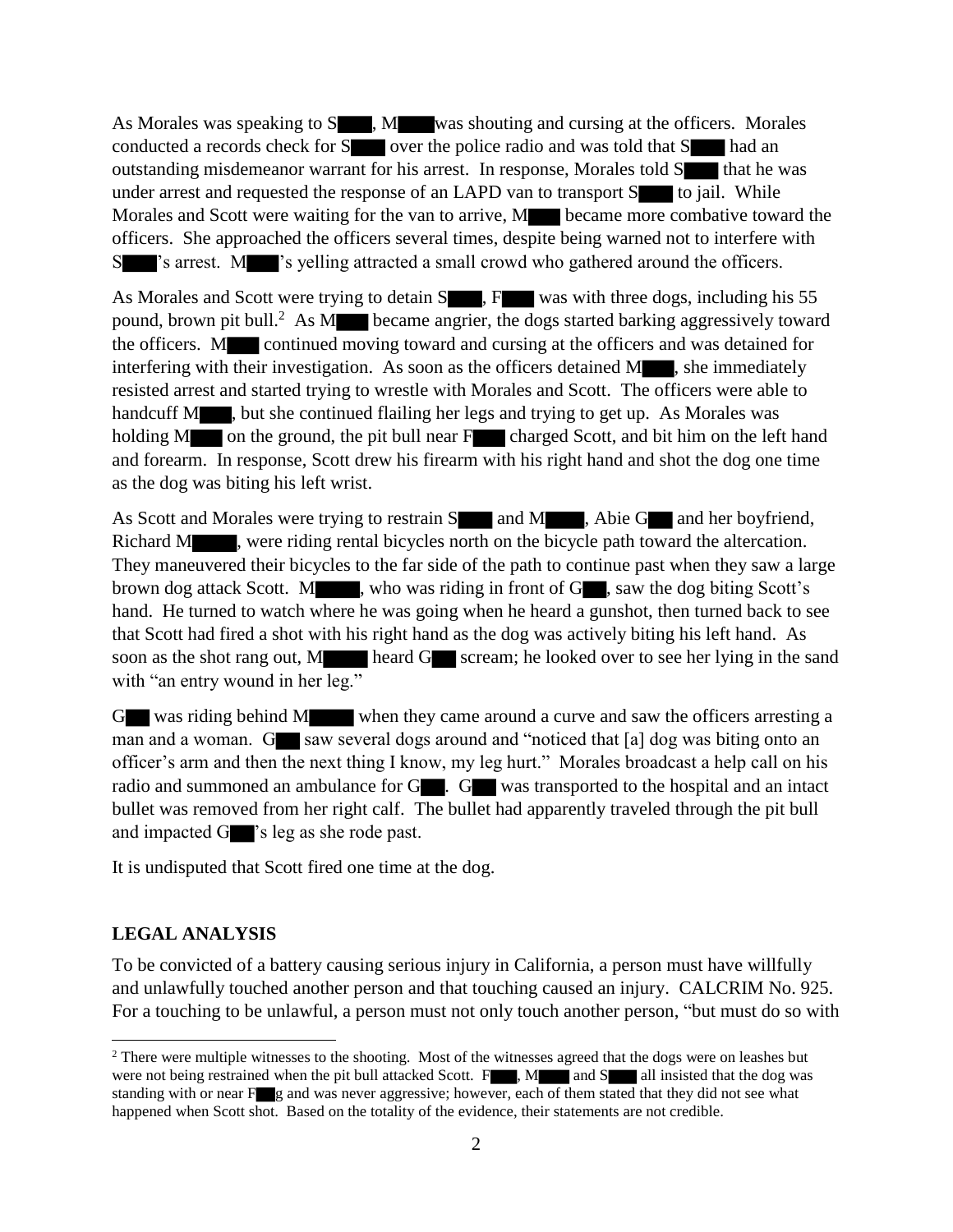As Morales was speaking to S█, M█ was shouting and cursing at the officers. Morales conducted a records check for S█ over the police radio and was told that S█ had an outstanding misdemeanor warrant for his arrest. In response, Morales told S█ that he was under arrest and requested the response of an LAPD van to transport S█ to jail. While Morales and Scott were waiting for the van to arrive, M█ became more combative toward the officers. She approached the officers several times, despite being warned not to interfere with S█'s arrest. M█'s yelling attracted a small crowd who gathered around the officers.

As Morales and Scott were trying to detain S█, F█ was with three dogs, including his 55 pound, brown pit bull.[2] As M█ became angrier, the dogs started barking aggressively toward the officers. M█ continued moving toward and cursing at the officers and was detained for interfering with their investigation. As soon as the officers detained M█, she immediately resisted arrest and started trying to wrestle with Morales and Scott. The officers were able to handcuff M█, but she continued flailing her legs and trying to get up. As Morales was holding M█ on the ground, the pit bull near F█ charged Scott, and bit him on the left hand and forearm. In response, Scott drew his firearm with his right hand and shot the dog one time as the dog was biting his left wrist.

As Scott and Morales were trying to restrain S█ and M█, Abie G█ and her boyfriend, Richard M█, were riding rental bicycles north on the bicycle path toward the altercation. They maneuvered their bicycles to the far side of the path to continue past when they saw a large brown dog attack Scott. M█, who was riding in front of G█, saw the dog biting Scott's hand. He turned to watch where he was going when he heard a gunshot, then turned back to see that Scott had fired a shot with his right hand as the dog was actively biting his left hand. As soon as the shot rang out, M█ heard G█ scream; he looked over to see her lying in the sand with "an entry wound in her leg."

G█ was riding behind M█ when they came around a curve and saw the officers arresting a man and a woman. G█ saw several dogs around and "noticed that [a] dog was biting onto an officer's arm and then the next thing I know, my leg hurt." Morales broadcast a help call on his radio and summoned an ambulance for G█. G█ was transported to the hospital and an intact bullet was removed from her right calf. The bullet had apparently traveled through the pit bull and impacted G█'s leg as she rode past.

It is undisputed that Scott fired one time at the dog.

## LEGAL ANALYSIS

To be convicted of a battery causing serious injury in California, a person must have willfully and unlawfully touched another person and that touching caused an injury. CALCRIM No. 925. For a touching to be unlawful, a person must not only touch another person, "but must do so with

---

[2] There were multiple witnesses to the shooting. Most of the witnesses agreed that the dogs were on leashes but were not being restrained when the pit bull attacked Scott. F█, M█ and S█ all insisted that the dog was standing with or near F█g and was never aggressive; however, each of them stated that they did not see what happened when Scott shot. Based on the totality of the evidence, their statements are not credible.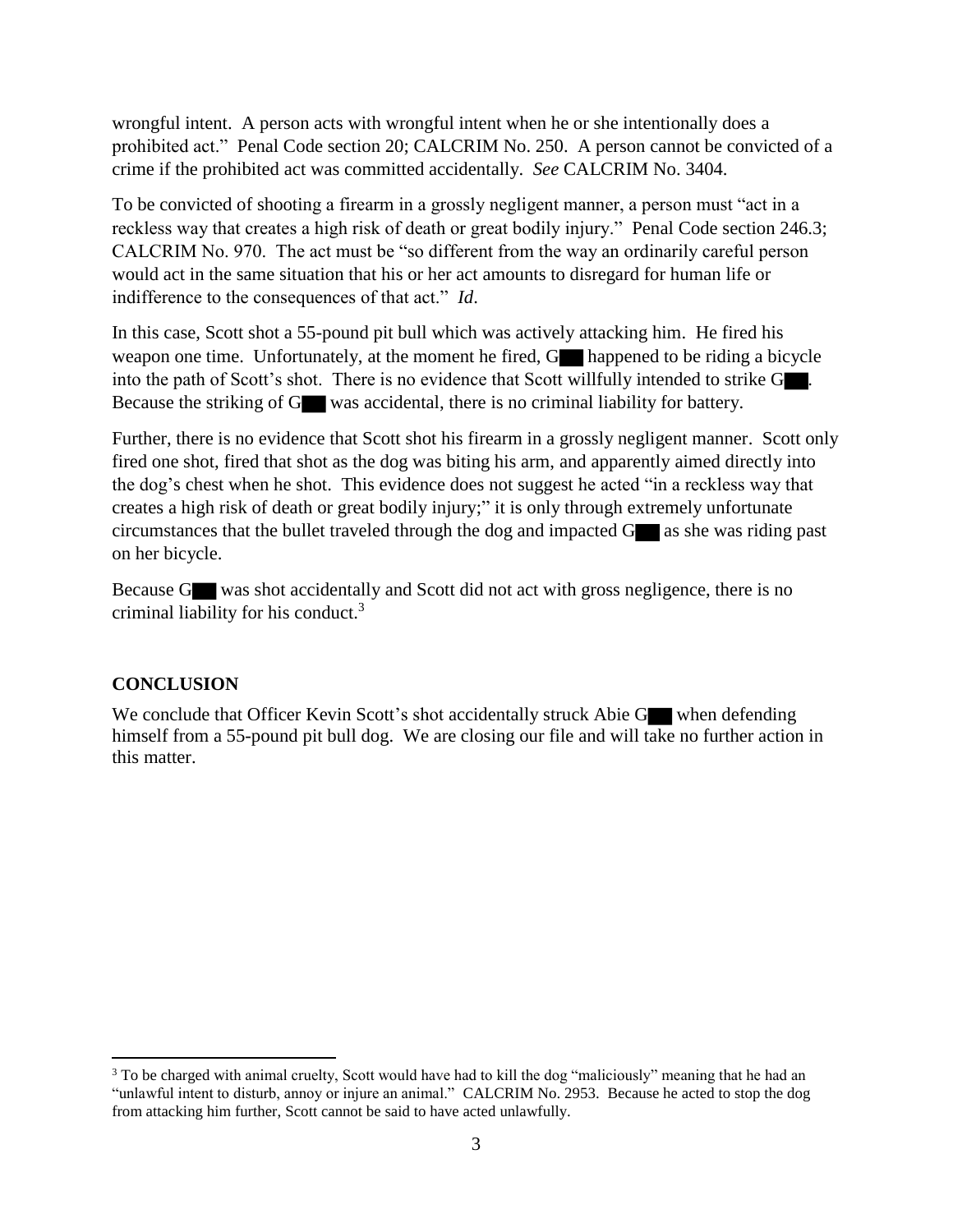wrongful intent. A person acts with wrongful intent when he or she intentionally does a prohibited act." Penal Code section 20; CALCRIM No. 250. A person cannot be convicted of a crime if the prohibited act was committed accidentally. *See* CALCRIM No. 3404.

To be convicted of shooting a firearm in a grossly negligent manner, a person must "act in a reckless way that creates a high risk of death or great bodily injury." Penal Code section 246.3; CALCRIM No. 970. The act must be "so different from the way an ordinarily careful person would act in the same situation that his or her act amounts to disregard for human life or indifference to the consequences of that act." *Id*.

In this case, Scott shot a 55-pound pit bull which was actively attacking him. He fired his weapon one time. Unfortunately, at the moment he fired, G█ happened to be riding a bicycle into the path of Scott's shot. There is no evidence that Scott willfully intended to strike G█. Because the striking of G█ was accidental, there is no criminal liability for battery.

Further, there is no evidence that Scott shot his firearm in a grossly negligent manner. Scott only fired one shot, fired that shot as the dog was biting his arm, and apparently aimed directly into the dog's chest when he shot. This evidence does not suggest he acted "in a reckless way that creates a high risk of death or great bodily injury;" it is only through extremely unfortunate circumstances that the bullet traveled through the dog and impacted G█ as she was riding past on her bicycle.

Because G█ was shot accidentally and Scott did not act with gross negligence, there is no criminal liability for his conduct.[3]

## CONCLUSION

We conclude that Officer Kevin Scott's shot accidentally struck Abie G█ when defending himself from a 55-pound pit bull dog. We are closing our file and will take no further action in this matter.

---

[3] To be charged with animal cruelty, Scott would have had to kill the dog "maliciously" meaning that he had an "unlawful intent to disturb, annoy or injure an animal." CALCRIM No. 2953. Because he acted to stop the dog from attacking him further, Scott cannot be said to have acted unlawfully.